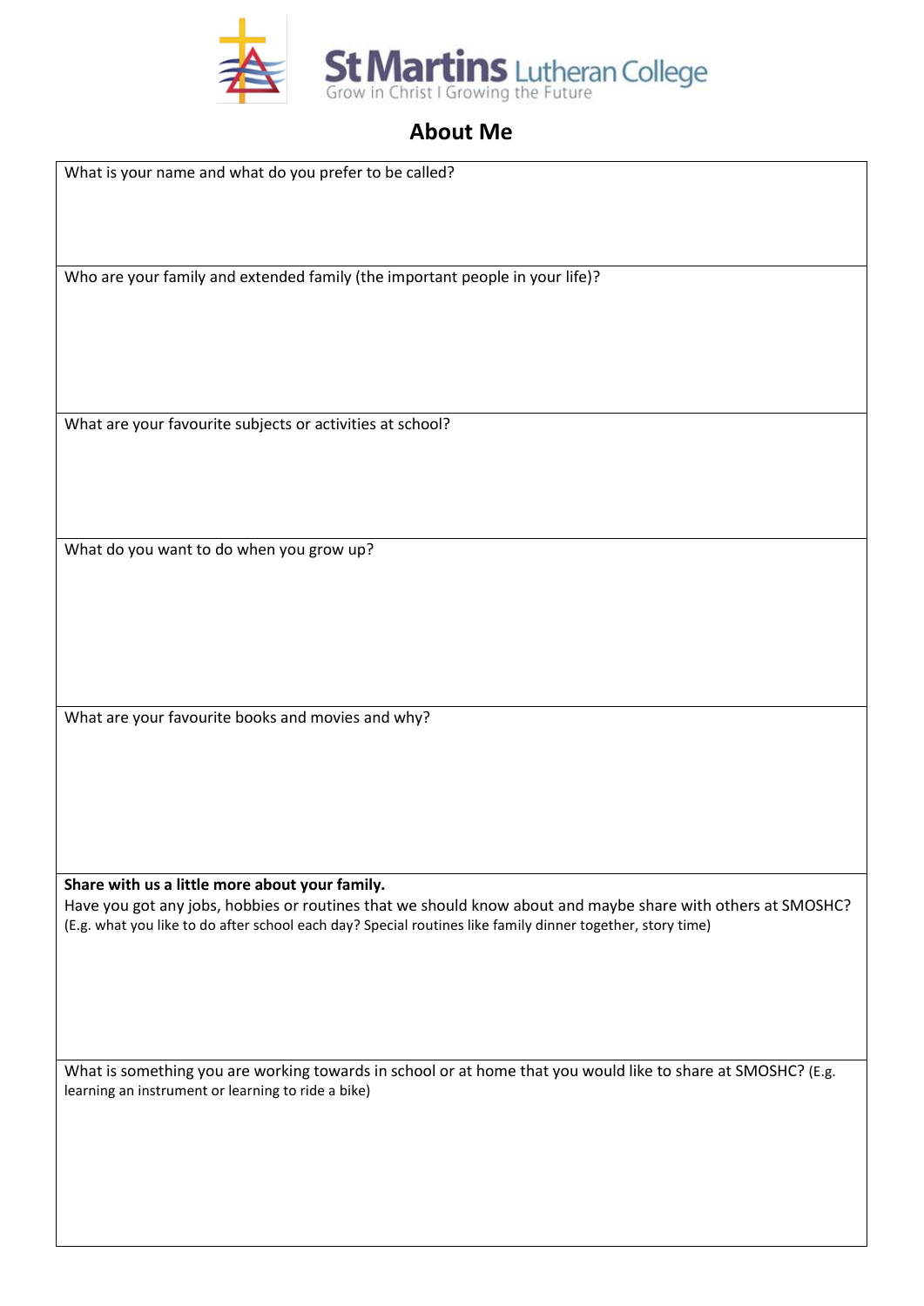St Martins Lutheran College

Grow in Christ I Growing the Future

# About Me

What is your name and what do you prefer to be called?

Who are your family and extended family (the important people in your life)?

What are your favourite subjects or activities at school?

What do you want to do when you grow up?

What are your favourite books and movies and why?

**Share with us a little more about your family.**

Have you got any jobs, hobbies or routines that we should know about and maybe share with others at SMOSHC? (E.g. what you like to do after school each day? Special routines like family dinner together, story time)

What is something you are working towards in school or at home that you would like to share at SMOSHC? (E.g. learning an instrument or learning to ride a bike)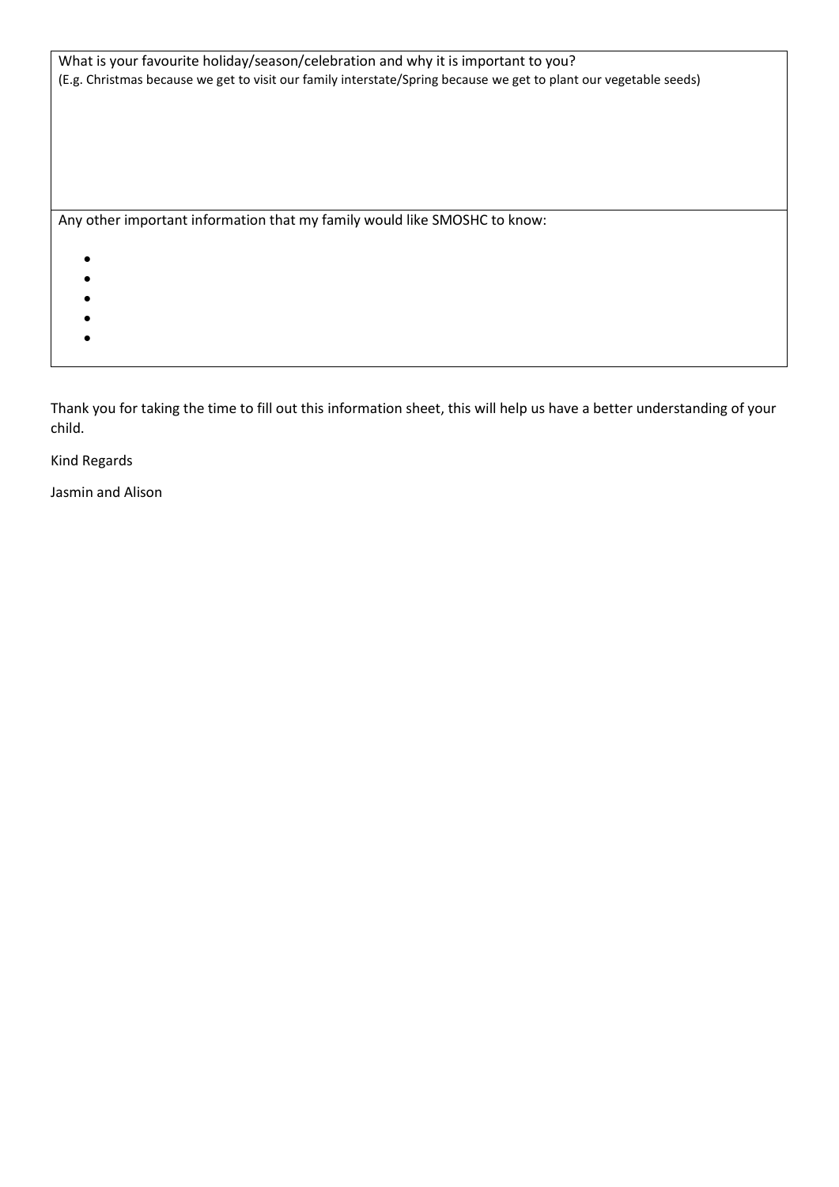| What is your favourite holiday/season/celebration and why it is important to you? (E.g. Christmas because we get to visit our family interstate/Spring because we get to plant our vegetable seeds) |
| --- |
| Any other important information that my family would like SMOSHC to know:<br>•<br>•<br>•<br>•<br>• |

Thank you for taking the time to fill out this information sheet, this will help us have a better understanding of your child.

Kind Regards

Jasmin and Alison